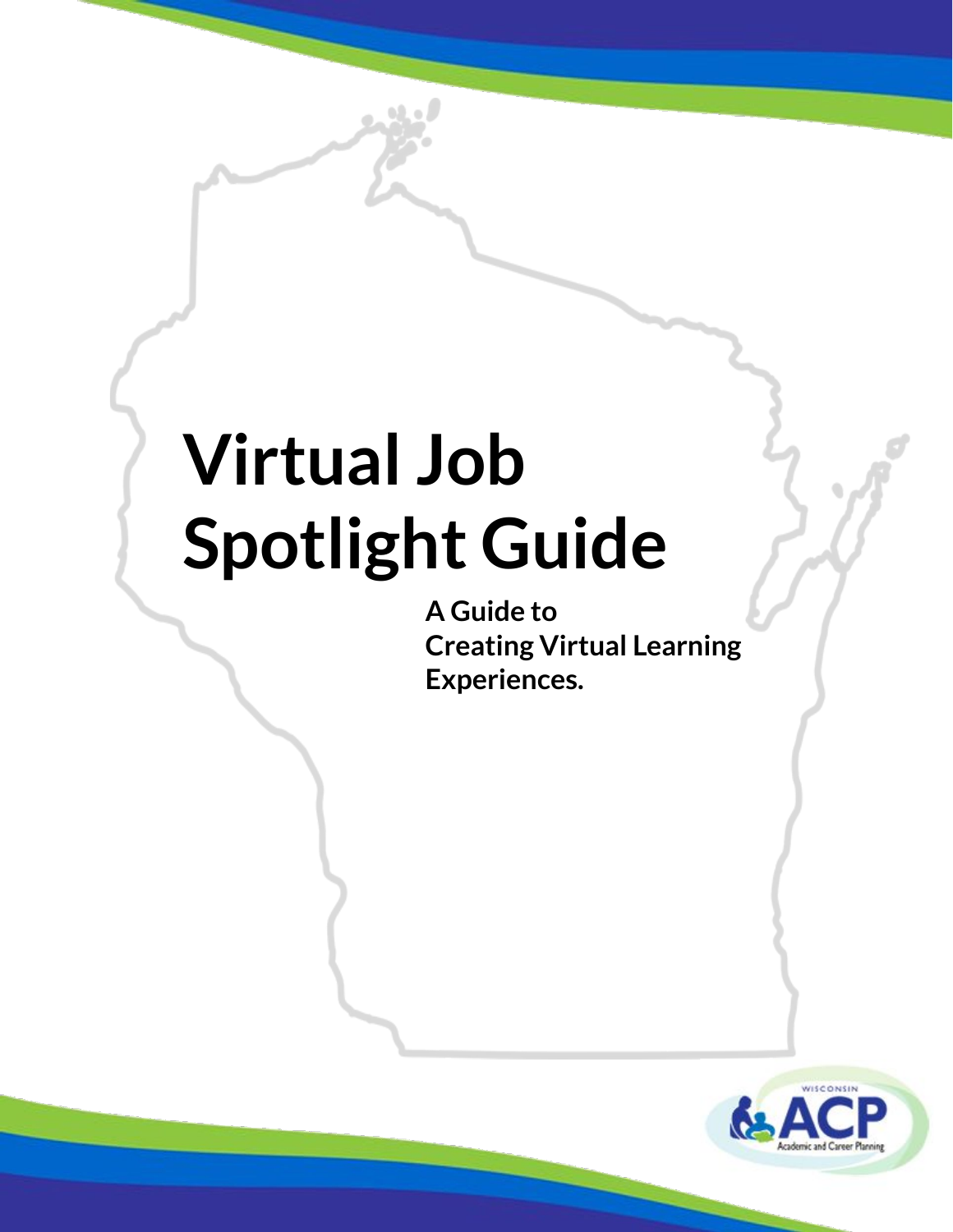# Virtual Job Spotlight Guide

**A Guide to Creating Virtual Learning Experiences.**

WISCONSIN ACP Academic and Career Planning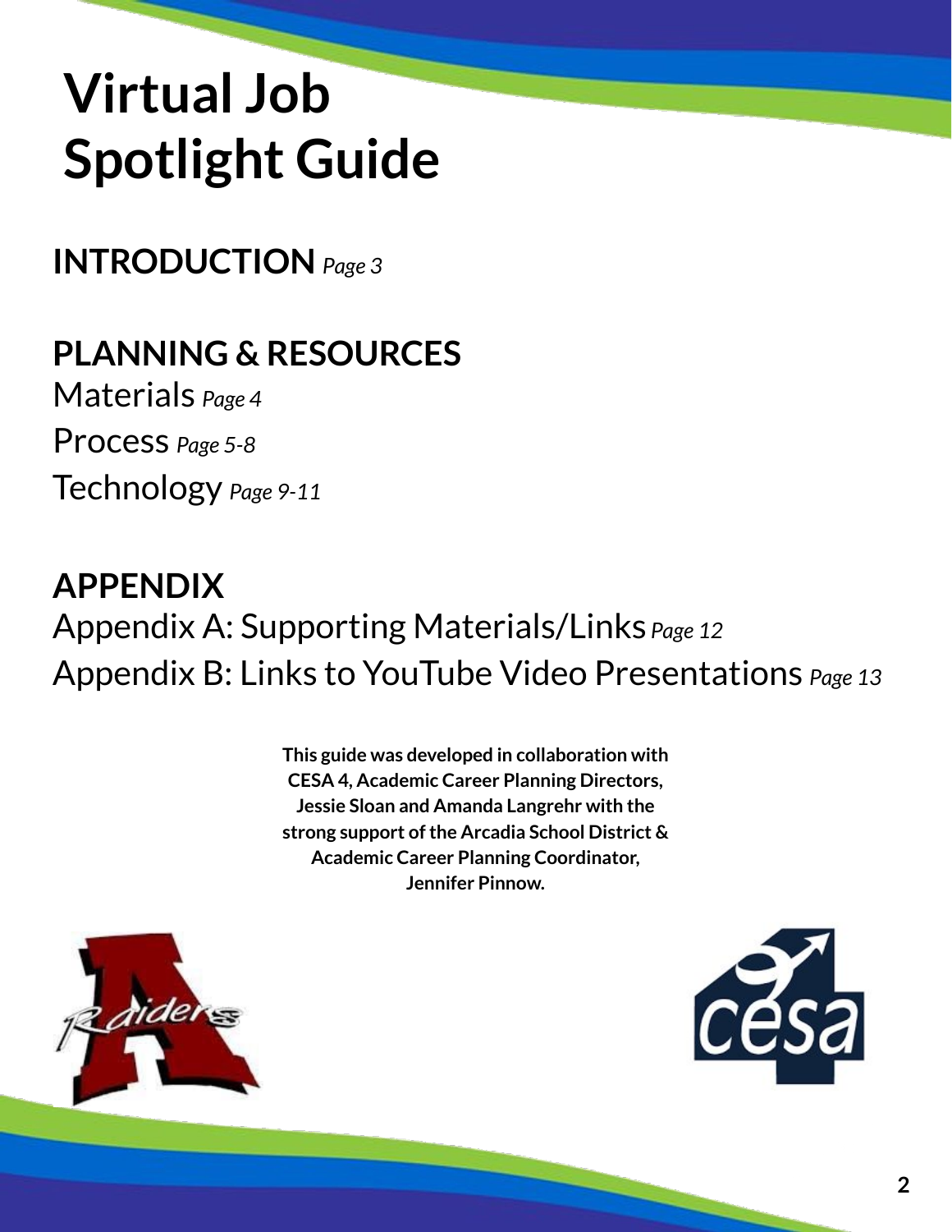# Virtual Job Spotlight Guide

## INTRODUCTION *Page 3*

## PLANNING & RESOURCES

Materials *Page 4*

Process *Page 5-8*

Technology *Page 9-11*

## APPENDIX

Appendix A: Supporting Materials/Links *Page 12*

Appendix B: Links to YouTube Video Presentations *Page 13*

**This guide was developed in collaboration with CESA 4, Academic Career Planning Directors, Jessie Sloan and Amanda Langrehr with the strong support of the Arcadia School District & Academic Career Planning Coordinator, Jennifer Pinnow.**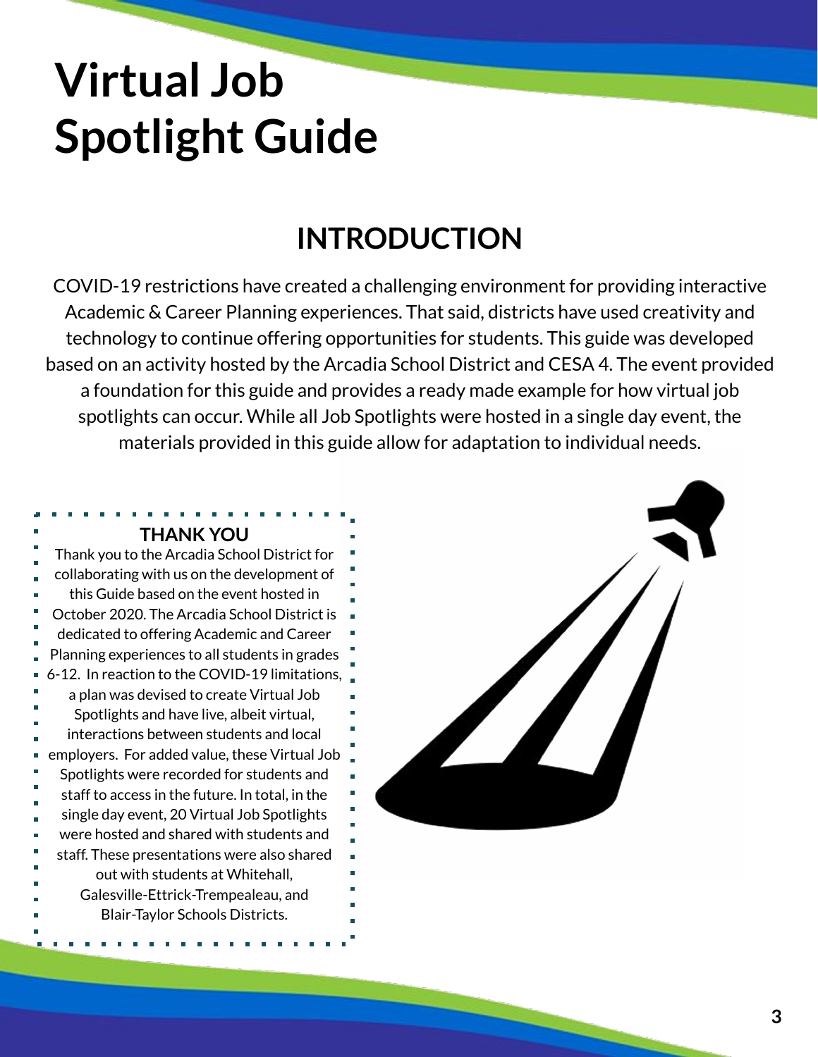# Virtual Job Spotlight Guide

## INTRODUCTION

COVID-19 restrictions have created a challenging environment for providing interactive Academic & Career Planning experiences. That said, districts have used creativity and technology to continue offering opportunities for students. This guide was developed based on an activity hosted by the Arcadia School District and CESA 4. The event provided a foundation for this guide and provides a ready made example for how virtual job spotlights can occur. While all Job Spotlights were hosted in a single day event, the materials provided in this guide allow for adaptation to individual needs.

### THANK YOU

Thank you to the Arcadia School District for collaborating with us on the development of this Guide based on the event hosted in October 2020. The Arcadia School District is dedicated to offering Academic and Career Planning experiences to all students in grades 6-12. In reaction to the COVID-19 limitations, a plan was devised to create Virtual Job Spotlights and have live, albeit virtual, interactions between students and local employers. For added value, these Virtual Job Spotlights were recorded for students and staff to access in the future. In total, in the single day event, 20 Virtual Job Spotlights were hosted and shared with students and staff. These presentations were also shared out with students at Whitehall, Galesville-Ettrick-Trempealeau, and Blair-Taylor Schools Districts.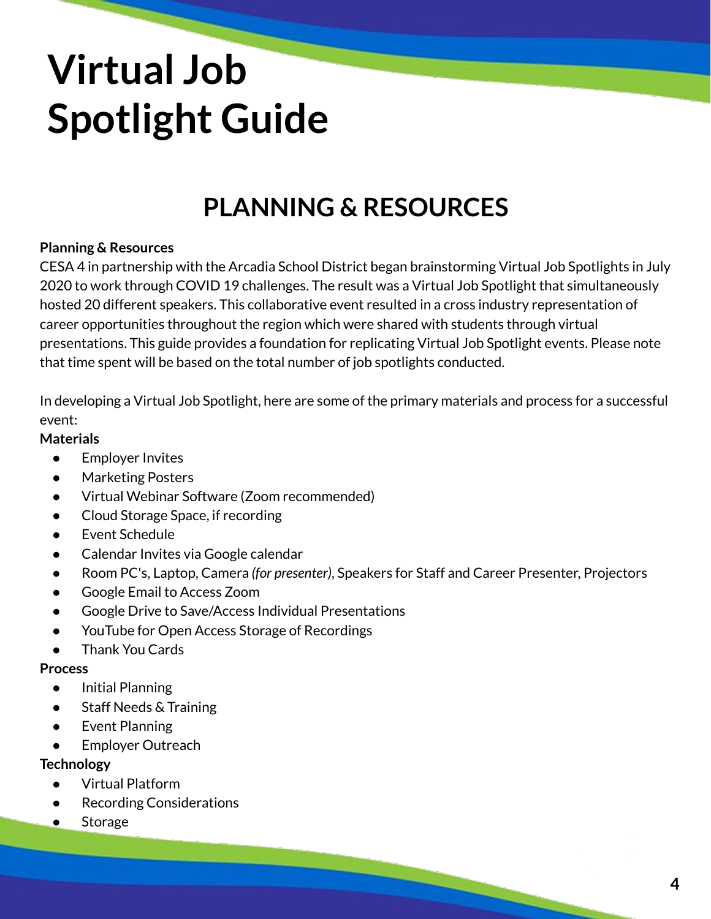# Virtual Job Spotlight Guide

## PLANNING & RESOURCES

**Planning & Resources**

CESA 4 in partnership with the Arcadia School District began brainstorming Virtual Job Spotlights in July 2020 to work through COVID 19 challenges. The result was a Virtual Job Spotlight that simultaneously hosted 20 different speakers. This collaborative event resulted in a cross industry representation of career opportunities throughout the region which were shared with students through virtual presentations. This guide provides a foundation for replicating Virtual Job Spotlight events. Please note that time spent will be based on the total number of job spotlights conducted.

In developing a Virtual Job Spotlight, here are some of the primary materials and process for a successful event:

**Materials**

- Employer Invites
- Marketing Posters
- Virtual Webinar Software (Zoom recommended)
- Cloud Storage Space, if recording
- Event Schedule
- Calendar Invites via Google calendar
- Room PC's, Laptop, Camera *(for presenter)*, Speakers for Staff and Career Presenter, Projectors
- Google Email to Access Zoom
- Google Drive to Save/Access Individual Presentations
- YouTube for Open Access Storage of Recordings
- Thank You Cards

**Process**

- Initial Planning
- Staff Needs & Training
- Event Planning
- Employer Outreach

**Technology**

- Virtual Platform
- Recording Considerations
- Storage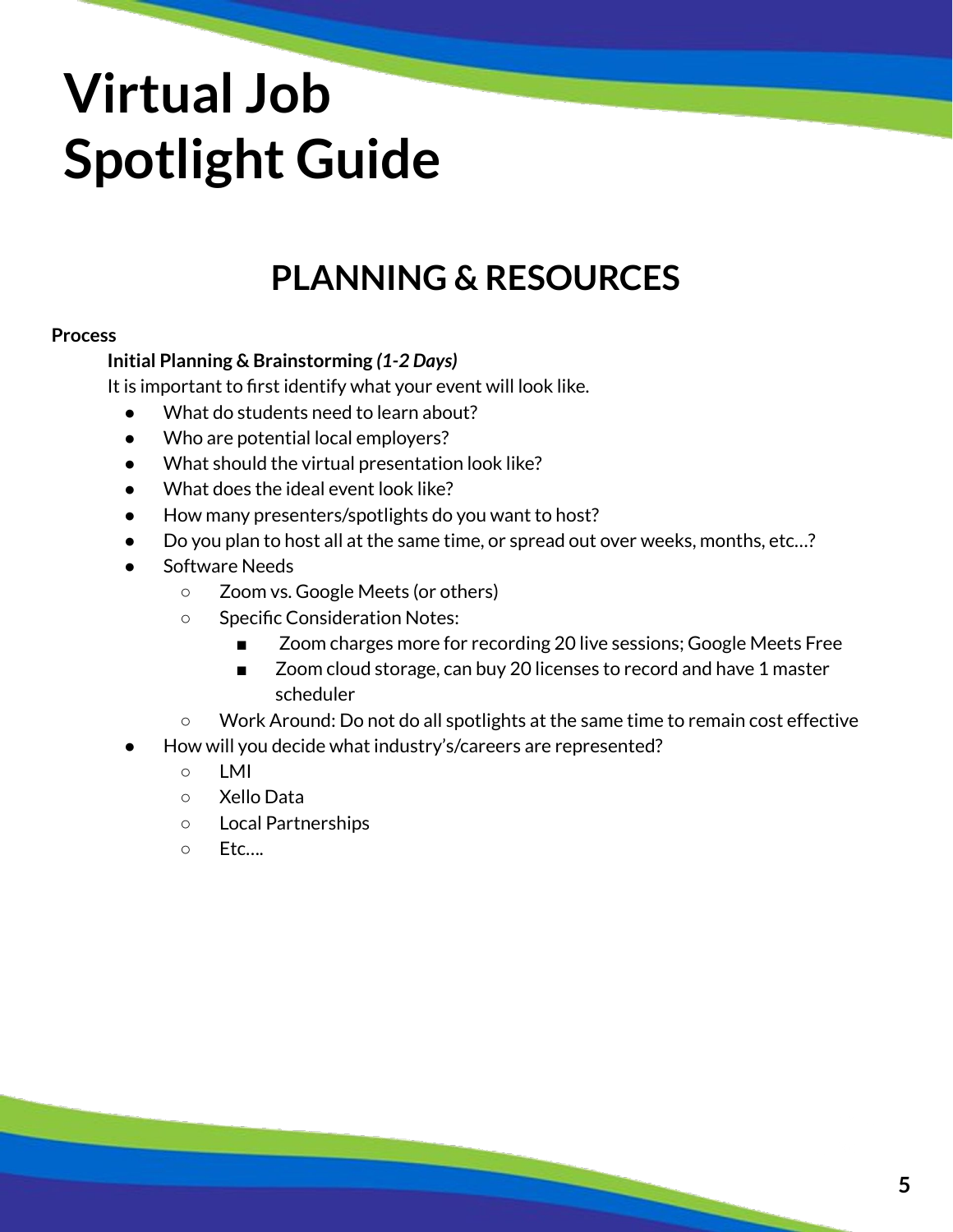# Virtual Job Spotlight Guide

## PLANNING & RESOURCES

**Process**

**Initial Planning & Brainstorming** ***(1-2 Days)***

It is important to first identify what your event will look like.

- What do students need to learn about?
- Who are potential local employers?
- What should the virtual presentation look like?
- What does the ideal event look like?
- How many presenters/spotlights do you want to host?
- Do you plan to host all at the same time, or spread out over weeks, months, etc…?
- Software Needs
  - Zoom vs. Google Meets (or others)
  - Specific Consideration Notes:
    - Zoom charges more for recording 20 live sessions; Google Meets Free
    - Zoom cloud storage, can buy 20 licenses to record and have 1 master scheduler
  - Work Around: Do not do all spotlights at the same time to remain cost effective
- How will you decide what industry's/careers are represented?
  - LMI
  - Xello Data
  - Local Partnerships
  - Etc….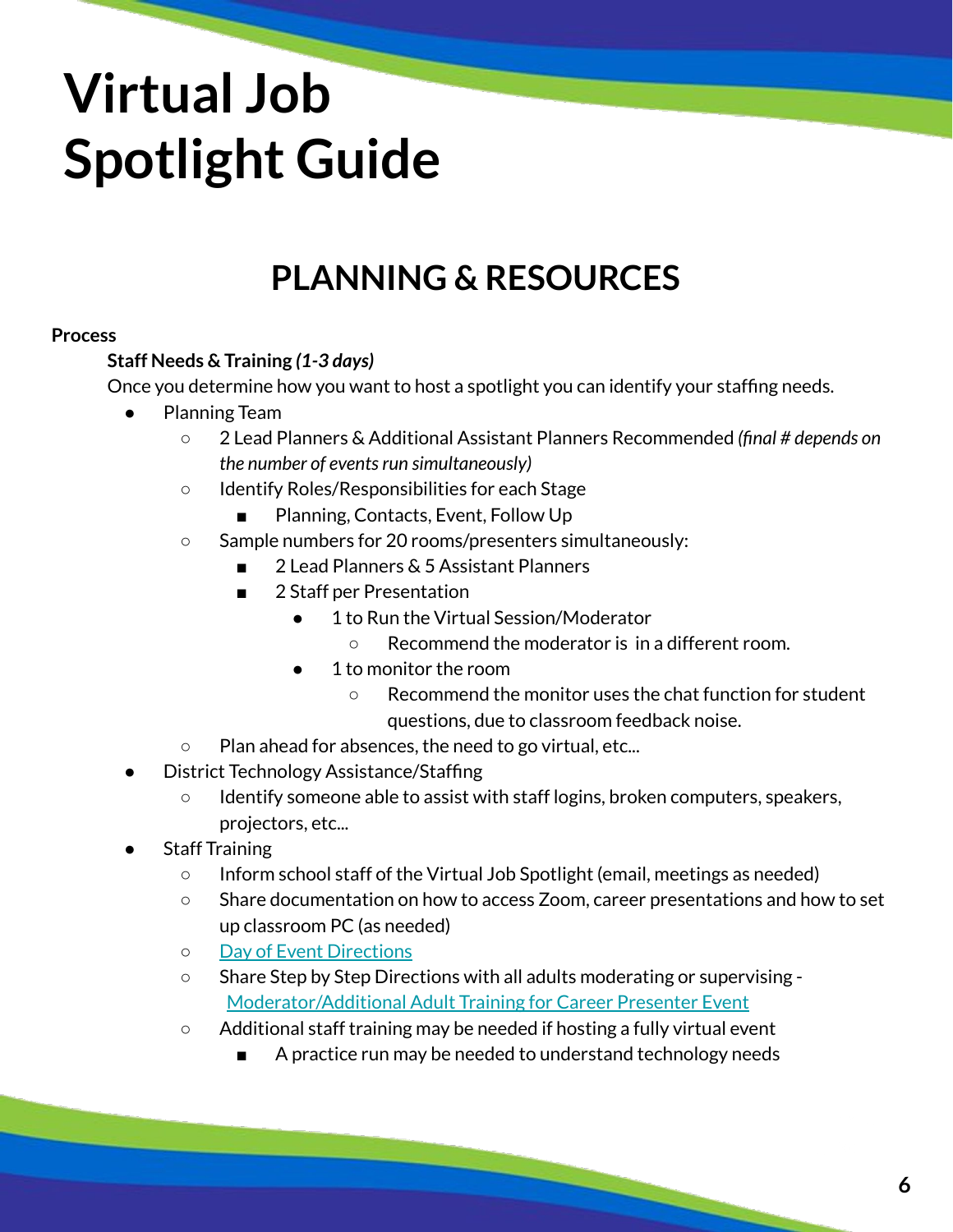# Virtual Job Spotlight Guide

## PLANNING & RESOURCES

**Process**

**Staff Needs & Training *(1-3 days)***

Once you determine how you want to host a spotlight you can identify your staffing needs.

- Planning Team
  - 2 Lead Planners & Additional Assistant Planners Recommended *(final # depends on the number of events run simultaneously)*
  - Identify Roles/Responsibilities for each Stage
    - Planning, Contacts, Event, Follow Up
  - Sample numbers for 20 rooms/presenters simultaneously:
    - 2 Lead Planners & 5 Assistant Planners
    - 2 Staff per Presentation
      - 1 to Run the Virtual Session/Moderator
        - Recommend the moderator is in a different room.
      - 1 to monitor the room
        - Recommend the monitor uses the chat function for student questions, due to classroom feedback noise.
  - Plan ahead for absences, the need to go virtual, etc...
- District Technology Assistance/Staffing
  - Identify someone able to assist with staff logins, broken computers, speakers, projectors, etc...
- Staff Training
  - Inform school staff of the Virtual Job Spotlight (email, meetings as needed)
  - Share documentation on how to access Zoom, career presentations and how to set up classroom PC (as needed)
  - Day of Event Directions
  - Share Step by Step Directions with all adults moderating or supervising - Moderator/Additional Adult Training for Career Presenter Event
  - Additional staff training may be needed if hosting a fully virtual event
    - A practice run may be needed to understand technology needs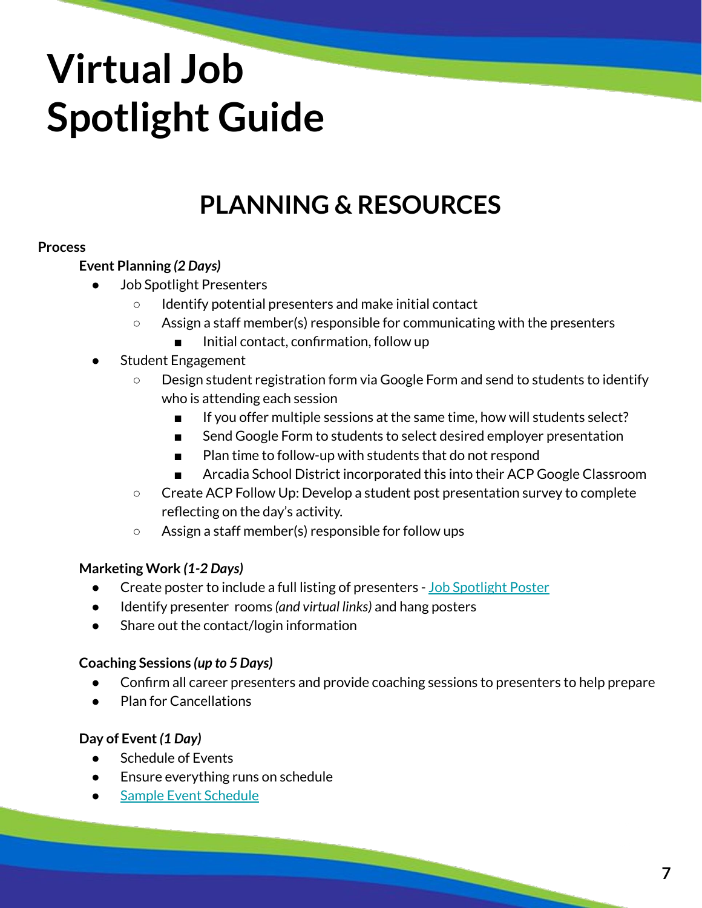# Virtual Job Spotlight Guide

## PLANNING & RESOURCES

**Process**

**Event Planning *(2 Days)***

- Job Spotlight Presenters
  - Identify potential presenters and make initial contact
  - Assign a staff member(s) responsible for communicating with the presenters
    - Initial contact, confirmation, follow up
- Student Engagement
  - Design student registration form via Google Form and send to students to identify who is attending each session
    - If you offer multiple sessions at the same time, how will students select?
    - Send Google Form to students to select desired employer presentation
    - Plan time to follow-up with students that do not respond
    - Arcadia School District incorporated this into their ACP Google Classroom
  - Create ACP Follow Up: Develop a student post presentation survey to complete reflecting on the day's activity.
  - Assign a staff member(s) responsible for follow ups

**Marketing Work *(1-2 Days)***

- Create poster to include a full listing of presenters - Job Spotlight Poster
- Identify presenter rooms *(and virtual links)* and hang posters
- Share out the contact/login information

**Coaching Sessions *(up to 5 Days)***

- Confirm all career presenters and provide coaching sessions to presenters to help prepare
- Plan for Cancellations

**Day of Event *(1 Day)***

- Schedule of Events
- Ensure everything runs on schedule
- Sample Event Schedule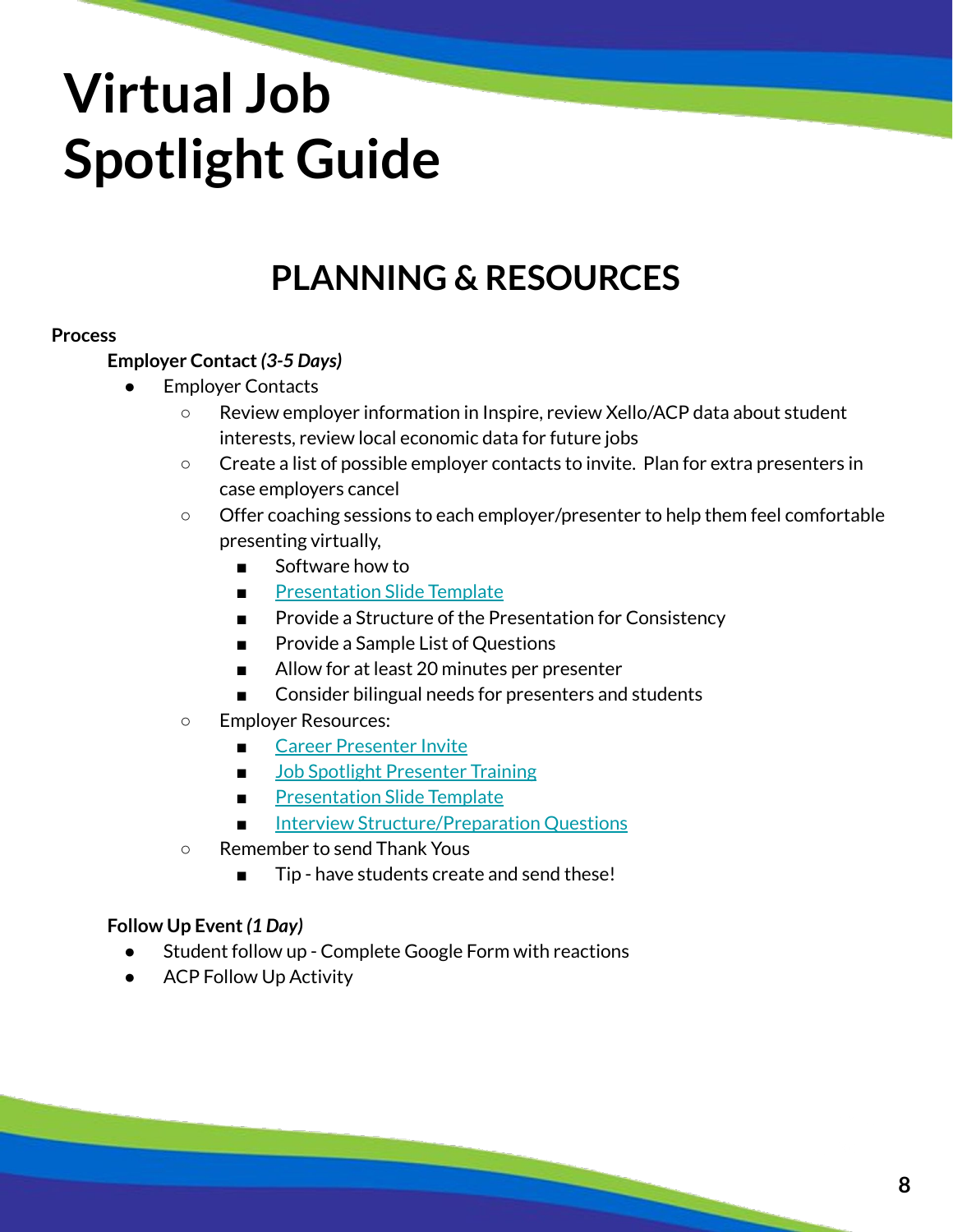# Virtual Job Spotlight Guide

## PLANNING & RESOURCES

**Process**

**Employer Contact *(3-5 Days)***

- Employer Contacts
  - Review employer information in Inspire, review Xello/ACP data about student interests, review local economic data for future jobs
  - Create a list of possible employer contacts to invite. Plan for extra presenters in case employers cancel
  - Offer coaching sessions to each employer/presenter to help them feel comfortable presenting virtually,
    - Software how to
    - Presentation Slide Template
    - Provide a Structure of the Presentation for Consistency
    - Provide a Sample List of Questions
    - Allow for at least 20 minutes per presenter
    - Consider bilingual needs for presenters and students
  - Employer Resources:
    - Career Presenter Invite
    - Job Spotlight Presenter Training
    - Presentation Slide Template
    - Interview Structure/Preparation Questions
  - Remember to send Thank Yous
    - Tip - have students create and send these!

**Follow Up Event *(1 Day)***

- Student follow up - Complete Google Form with reactions
- ACP Follow Up Activity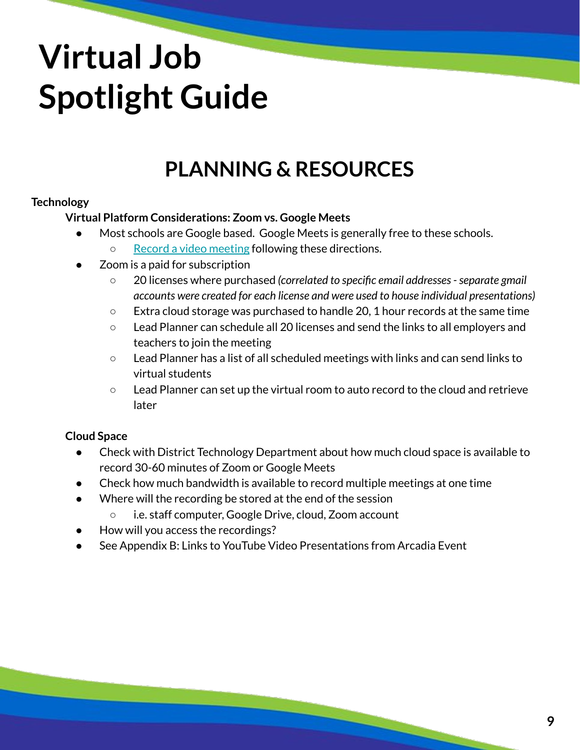# Virtual Job Spotlight Guide

## PLANNING & RESOURCES

**Technology**

**Virtual Platform Considerations: Zoom vs. Google Meets**

- Most schools are Google based. Google Meets is generally free to these schools.
  - [Record a video meeting](#) following these directions.
- Zoom is a paid for subscription
  - 20 licenses where purchased *(correlated to specific email addresses - separate gmail accounts were created for each license and were used to house individual presentations)*
  - Extra cloud storage was purchased to handle 20, 1 hour records at the same time
  - Lead Planner can schedule all 20 licenses and send the links to all employers and teachers to join the meeting
  - Lead Planner has a list of all scheduled meetings with links and can send links to virtual students
  - Lead Planner can set up the virtual room to auto record to the cloud and retrieve later

**Cloud Space**

- Check with District Technology Department about how much cloud space is available to record 30-60 minutes of Zoom or Google Meets
- Check how much bandwidth is available to record multiple meetings at one time
- Where will the recording be stored at the end of the session
  - i.e. staff computer, Google Drive, cloud, Zoom account
- How will you access the recordings?
- See Appendix B: Links to YouTube Video Presentations from Arcadia Event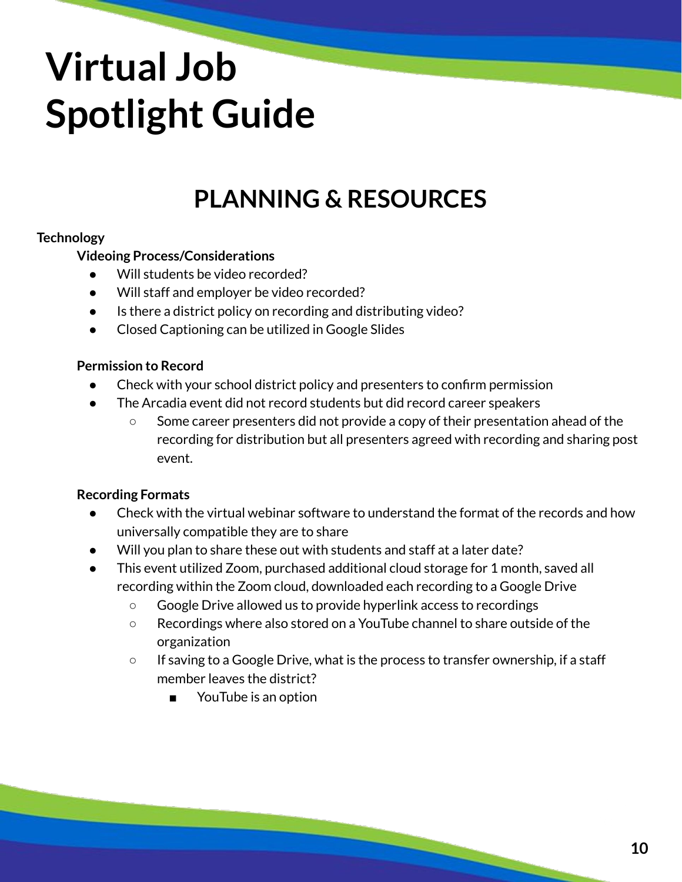# Virtual Job Spotlight Guide

## PLANNING & RESOURCES

**Technology**

**Videoing Process/Considerations**

- Will students be video recorded?
- Will staff and employer be video recorded?
- Is there a district policy on recording and distributing video?
- Closed Captioning can be utilized in Google Slides

**Permission to Record**

- Check with your school district policy and presenters to confirm permission
- The Arcadia event did not record students but did record career speakers
  - Some career presenters did not provide a copy of their presentation ahead of the recording for distribution but all presenters agreed with recording and sharing post event.

**Recording Formats**

- Check with the virtual webinar software to understand the format of the records and how universally compatible they are to share
- Will you plan to share these out with students and staff at a later date?
- This event utilized Zoom, purchased additional cloud storage for 1 month, saved all recording within the Zoom cloud, downloaded each recording to a Google Drive
  - Google Drive allowed us to provide hyperlink access to recordings
  - Recordings where also stored on a YouTube channel to share outside of the organization
  - If saving to a Google Drive, what is the process to transfer ownership, if a staff member leaves the district?
    - YouTube is an option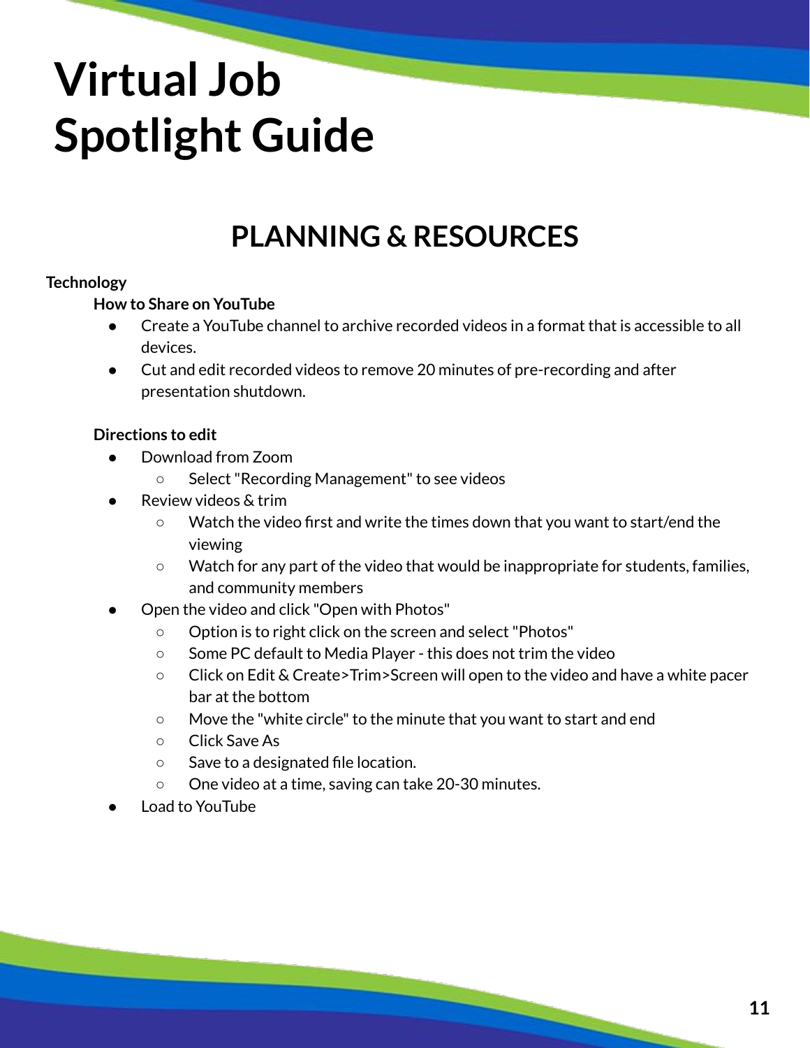# Virtual Job Spotlight Guide

## PLANNING & RESOURCES

**Technology**

**How to Share on YouTube**

- Create a YouTube channel to archive recorded videos in a format that is accessible to all devices.
- Cut and edit recorded videos to remove 20 minutes of pre-recording and after presentation shutdown.

**Directions to edit**

- Download from Zoom
  - Select "Recording Management" to see videos
- Review videos & trim
  - Watch the video first and write the times down that you want to start/end the viewing
  - Watch for any part of the video that would be inappropriate for students, families, and community members
- Open the video and click "Open with Photos"
  - Option is to right click on the screen and select "Photos"
  - Some PC default to Media Player - this does not trim the video
  - Click on Edit & Create>Trim>Screen will open to the video and have a white pacer bar at the bottom
  - Move the "white circle" to the minute that you want to start and end
  - Click Save As
  - Save to a designated file location.
  - One video at a time, saving can take 20-30 minutes.
- Load to YouTube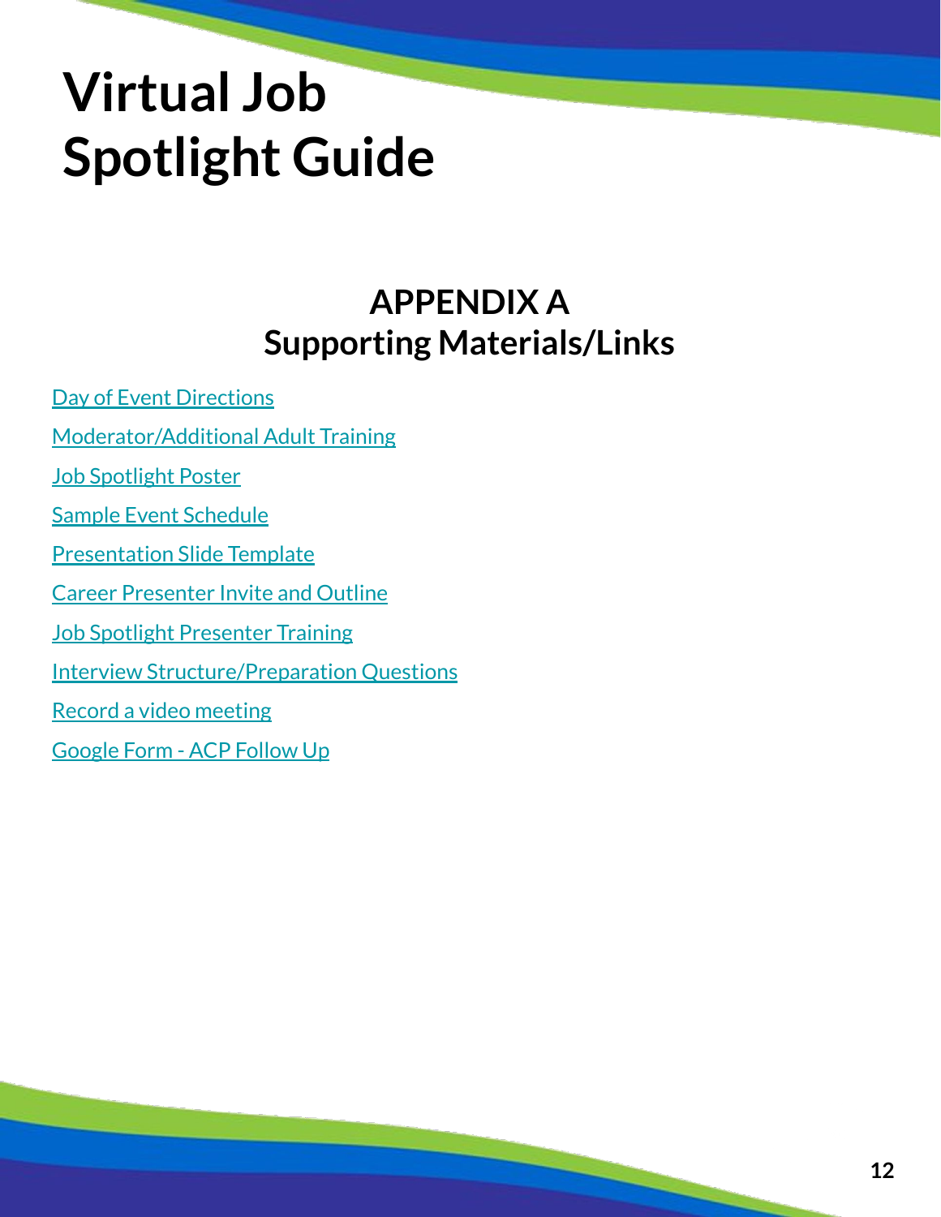# Virtual Job Spotlight Guide

## APPENDIX A
## Supporting Materials/Links

Day of Event Directions

Moderator/Additional Adult Training

Job Spotlight Poster

Sample Event Schedule

Presentation Slide Template

Career Presenter Invite and Outline

Job Spotlight Presenter Training

Interview Structure/Preparation Questions

Record a video meeting

Google Form - ACP Follow Up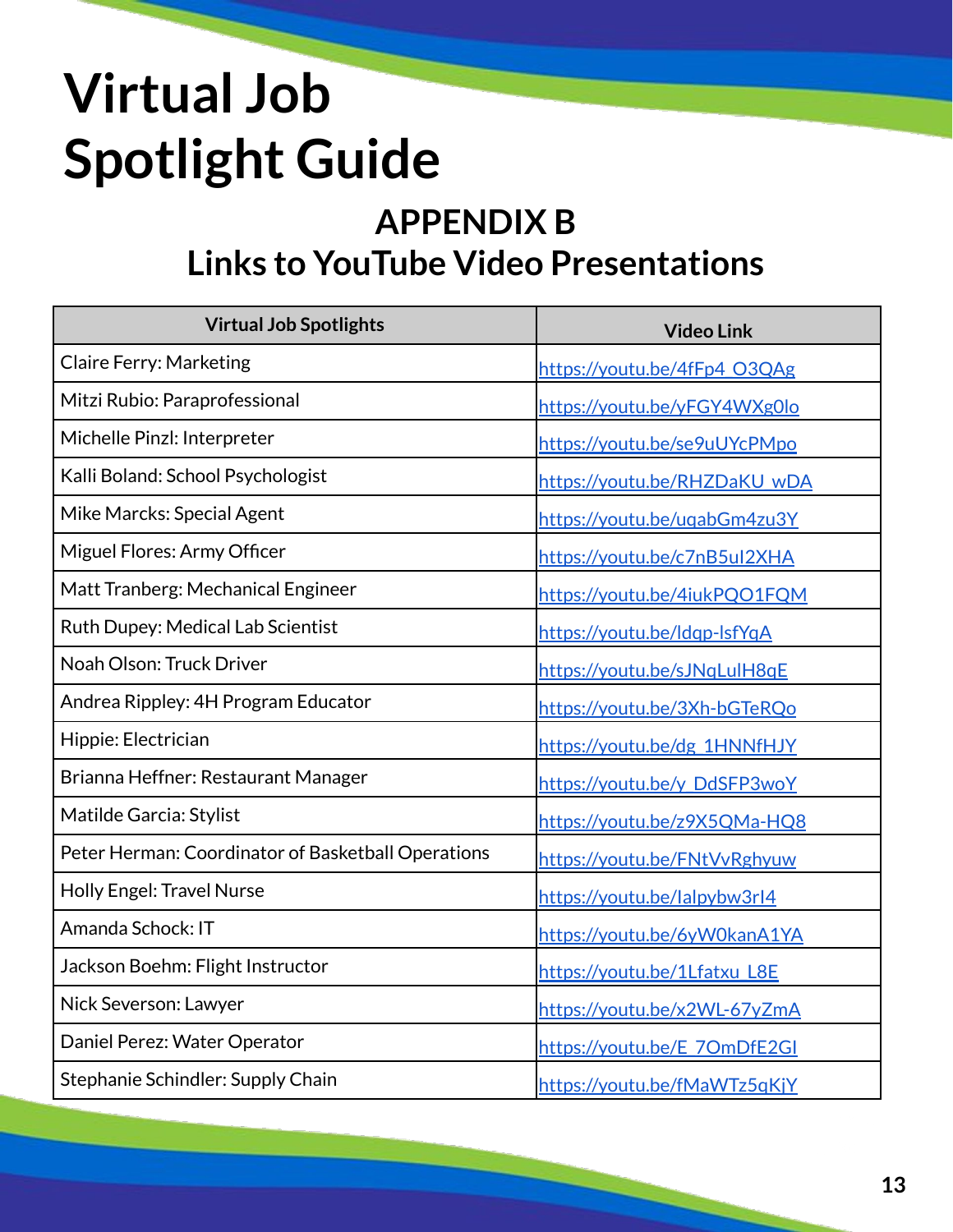# Virtual Job Spotlight Guide

## APPENDIX B
## Links to YouTube Video Presentations

| Virtual Job Spotlights | Video Link |
|---|---|
| Claire Ferry: Marketing | https://youtu.be/4fFp4_O3QAg |
| Mitzi Rubio: Paraprofessional | https://youtu.be/yFGY4WXg0lo |
| Michelle Pinzl: Interpreter | https://youtu.be/se9uUYcPMpo |
| Kalli Boland: School Psychologist | https://youtu.be/RHZDaKU_wDA |
| Mike Marcks: Special Agent | https://youtu.be/uqabGm4zu3Y |
| Miguel Flores: Army Officer | https://youtu.be/c7nB5uI2XHA |
| Matt Tranberg: Mechanical Engineer | https://youtu.be/4iukPQO1FQM |
| Ruth Dupey: Medical Lab Scientist | https://youtu.be/ldqp-lsfYqA |
| Noah Olson: Truck Driver | https://youtu.be/sJNqLulH8qE |
| Andrea Rippley: 4H Program Educator | https://youtu.be/3Xh-bGTeRQo |
| Hippie: Electrician | https://youtu.be/dg_1HNNfHJY |
| Brianna Heffner: Restaurant Manager | https://youtu.be/y_DdSFP3woY |
| Matilde Garcia: Stylist | https://youtu.be/z9X5QMa-HQ8 |
| Peter Herman: Coordinator of Basketball Operations | https://youtu.be/FNtVvRghyuw |
| Holly Engel: Travel Nurse | https://youtu.be/Ialpybw3rI4 |
| Amanda Schock: IT | https://youtu.be/6yW0kanA1YA |
| Jackson Boehm: Flight Instructor | https://youtu.be/1Lfatxu_L8E |
| Nick Severson: Lawyer | https://youtu.be/x2WL-67yZmA |
| Daniel Perez: Water Operator | https://youtu.be/E_7OmDfE2GI |
| Stephanie Schindler: Supply Chain | https://youtu.be/fMaWTz5qKjY |